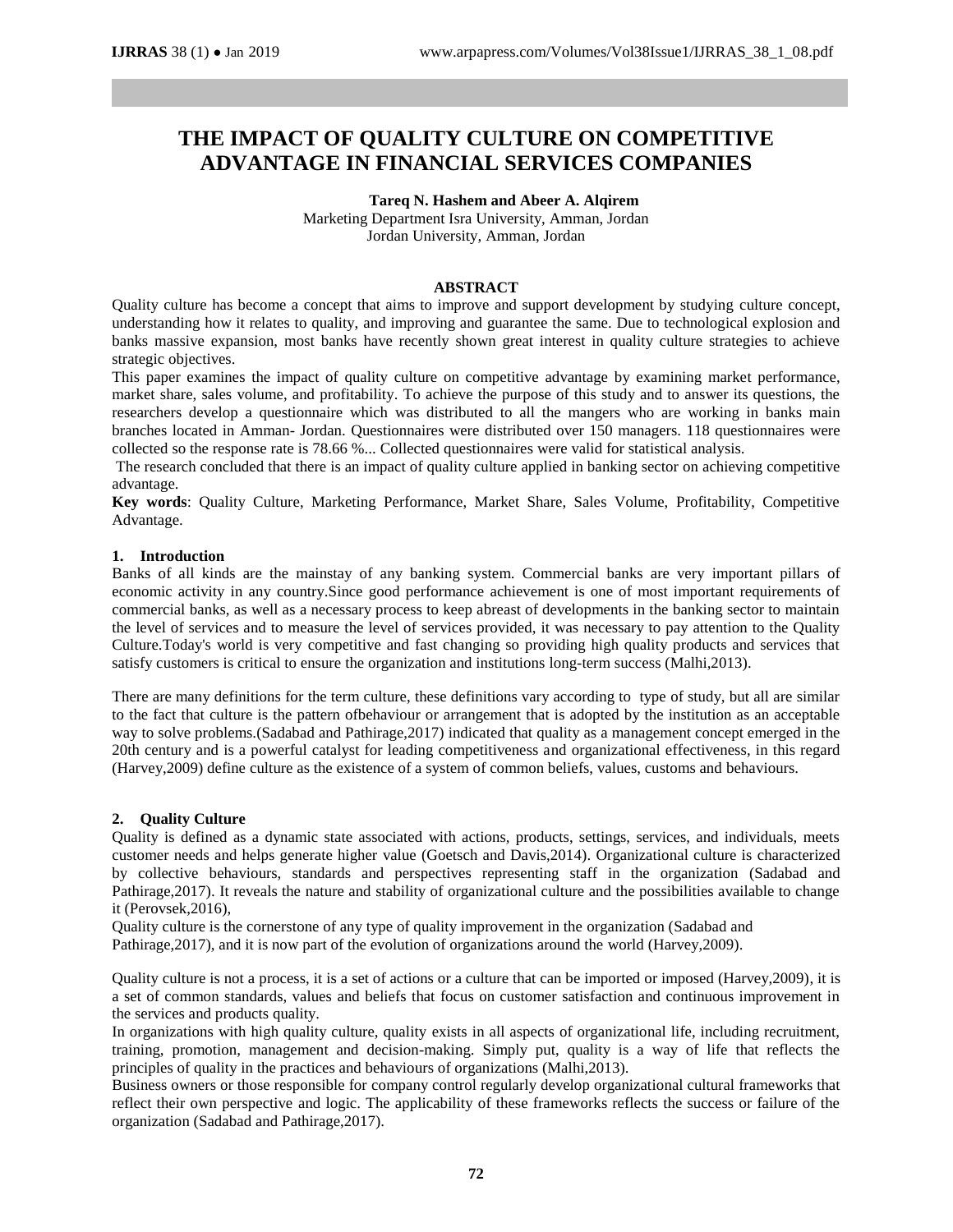# THE IMPACT OF QUALITY CULTURE ON COMPETITIVE ADVANTAGE IN FINANCIAL SERVICES COMPANIES

**Tareq N. Hashem and Abeer A. Alqirem**

Marketing Department Isra University, Amman, Jordan
Jordan University, Amman, Jordan

**ABSTRACT**

Quality culture has become a concept that aims to improve and support development by studying culture concept, understanding how it relates to quality, and improving and guarantee the same. Due to technological explosion and banks massive expansion, most banks have recently shown great interest in quality culture strategies to achieve strategic objectives.

This paper examines the impact of quality culture on competitive advantage by examining market performance, market share, sales volume, and profitability. To achieve the purpose of this study and to answer its questions, the researchers develop a questionnaire which was distributed to all the mangers who are working in banks main branches located in Amman- Jordan. Questionnaires were distributed over 150 managers. 118 questionnaires were collected so the response rate is 78.66 %... Collected questionnaires were valid for statistical analysis.

The research concluded that there is an impact of quality culture applied in banking sector on achieving competitive advantage.

**Key words**: Quality Culture, Marketing Performance, Market Share, Sales Volume, Profitability, Competitive Advantage.

## 1. Introduction

Banks of all kinds are the mainstay of any banking system. Commercial banks are very important pillars of economic activity in any country.Since good performance achievement is one of most important requirements of commercial banks, as well as a necessary process to keep abreast of developments in the banking sector to maintain the level of services and to measure the level of services provided, it was necessary to pay attention to the Quality Culture.Today's world is very competitive and fast changing so providing high quality products and services that satisfy customers is critical to ensure the organization and institutions long-term success (Malhi,2013).

There are many definitions for the term culture, these definitions vary according to type of study, but all are similar to the fact that culture is the pattern ofbehaviour or arrangement that is adopted by the institution as an acceptable way to solve problems.(Sadabad and Pathirage,2017) indicated that quality as a management concept emerged in the 20th century and is a powerful catalyst for leading competitiveness and organizational effectiveness, in this regard (Harvey,2009) define culture as the existence of a system of common beliefs, values, customs and behaviours.

## 2. Quality Culture

Quality is defined as a dynamic state associated with actions, products, settings, services, and individuals, meets customer needs and helps generate higher value (Goetsch and Davis,2014). Organizational culture is characterized by collective behaviours, standards and perspectives representing staff in the organization (Sadabad and Pathirage,2017). It reveals the nature and stability of organizational culture and the possibilities available to change it (Perovsek,2016),

Quality culture is the cornerstone of any type of quality improvement in the organization (Sadabad and Pathirage,2017), and it is now part of the evolution of organizations around the world (Harvey,2009).

Quality culture is not a process, it is a set of actions or a culture that can be imported or imposed (Harvey,2009), it is a set of common standards, values and beliefs that focus on customer satisfaction and continuous improvement in the services and products quality.

In organizations with high quality culture, quality exists in all aspects of organizational life, including recruitment, training, promotion, management and decision-making. Simply put, quality is a way of life that reflects the principles of quality in the practices and behaviours of organizations (Malhi,2013).

Business owners or those responsible for company control regularly develop organizational cultural frameworks that reflect their own perspective and logic. The applicability of these frameworks reflects the success or failure of the organization (Sadabad and Pathirage,2017).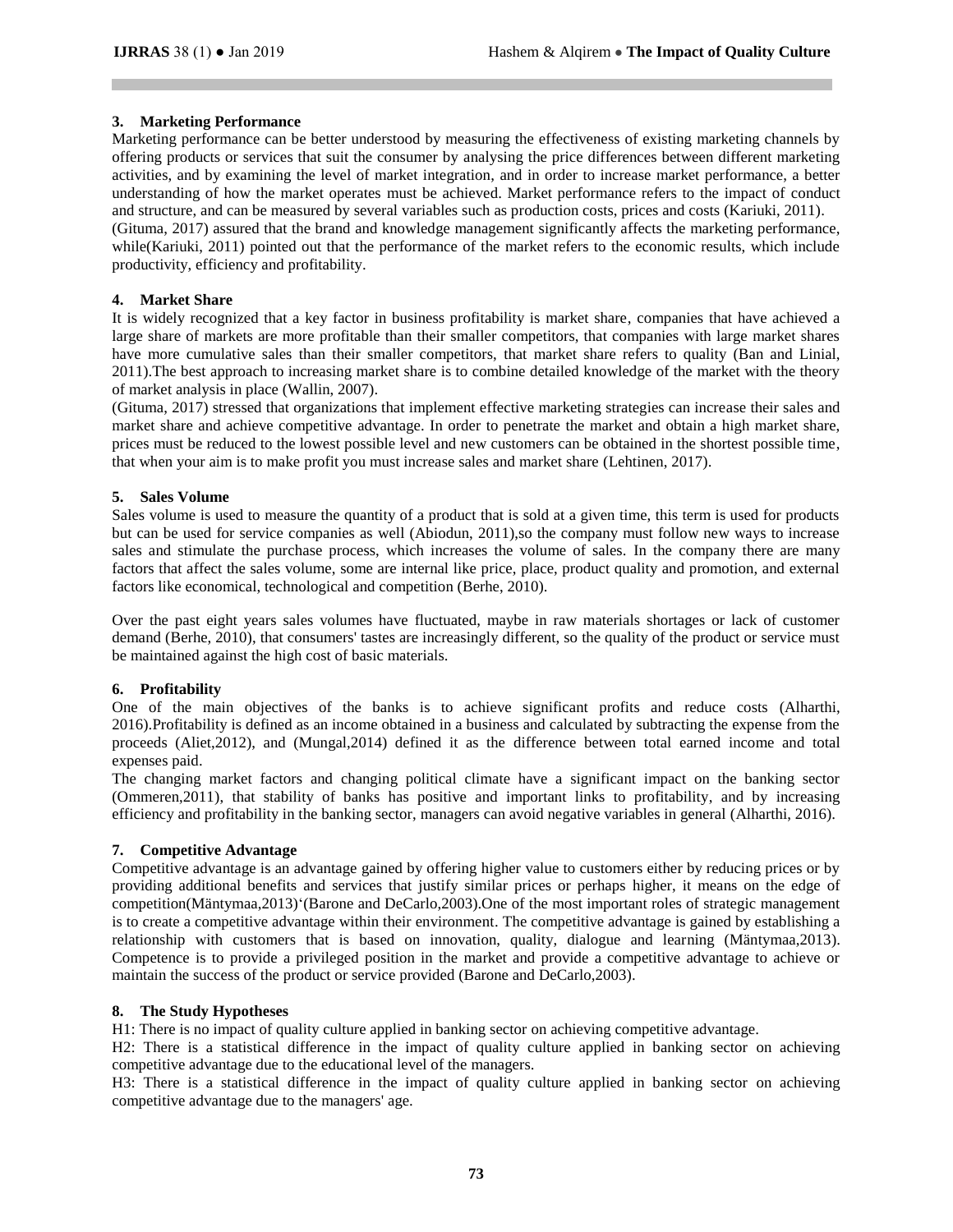### 3. Marketing Performance

Marketing performance can be better understood by measuring the effectiveness of existing marketing channels by offering products or services that suit the consumer by analysing the price differences between different marketing activities, and by examining the level of market integration, and in order to increase market performance, a better understanding of how the market operates must be achieved. Market performance refers to the impact of conduct and structure, and can be measured by several variables such as production costs, prices and costs (Kariuki, 2011).

(Gituma, 2017) assured that the brand and knowledge management significantly affects the marketing performance, while(Kariuki, 2011) pointed out that the performance of the market refers to the economic results, which include productivity, efficiency and profitability.

### 4. Market Share

It is widely recognized that a key factor in business profitability is market share, companies that have achieved a large share of markets are more profitable than their smaller competitors, that companies with large market shares have more cumulative sales than their smaller competitors, that market share refers to quality (Ban and Linial, 2011).The best approach to increasing market share is to combine detailed knowledge of the market with the theory of market analysis in place (Wallin, 2007).

(Gituma, 2017) stressed that organizations that implement effective marketing strategies can increase their sales and market share and achieve competitive advantage. In order to penetrate the market and obtain a high market share, prices must be reduced to the lowest possible level and new customers can be obtained in the shortest possible time, that when your aim is to make profit you must increase sales and market share (Lehtinen, 2017).

### 5. Sales Volume

Sales volume is used to measure the quantity of a product that is sold at a given time, this term is used for products but can be used for service companies as well (Abiodun, 2011),so the company must follow new ways to increase sales and stimulate the purchase process, which increases the volume of sales. In the company there are many factors that affect the sales volume, some are internal like price, place, product quality and promotion, and external factors like economical, technological and competition (Berhe, 2010).

Over the past eight years sales volumes have fluctuated, maybe in raw materials shortages or lack of customer demand (Berhe, 2010), that consumers' tastes are increasingly different, so the quality of the product or service must be maintained against the high cost of basic materials.

### 6. Profitability

One of the main objectives of the banks is to achieve significant profits and reduce costs (Alharthi, 2016).Profitability is defined as an income obtained in a business and calculated by subtracting the expense from the proceeds (Aliet,2012), and (Mungal,2014) defined it as the difference between total earned income and total expenses paid.

The changing market factors and changing political climate have a significant impact on the banking sector (Ommeren,2011), that stability of banks has positive and important links to profitability, and by increasing efficiency and profitability in the banking sector, managers can avoid negative variables in general (Alharthi, 2016).

### 7. Competitive Advantage

Competitive advantage is an advantage gained by offering higher value to customers either by reducing prices or by providing additional benefits and services that justify similar prices or perhaps higher, it means on the edge of competition(Mäntymaa,2013)‘(Barone and DeCarlo,2003).One of the most important roles of strategic management is to create a competitive advantage within their environment. The competitive advantage is gained by establishing a relationship with customers that is based on innovation, quality, dialogue and learning (Mäntymaa,2013). Competence is to provide a privileged position in the market and provide a competitive advantage to achieve or maintain the success of the product or service provided (Barone and DeCarlo,2003).

### 8. The Study Hypotheses

H1: There is no impact of quality culture applied in banking sector on achieving competitive advantage.

H2: There is a statistical difference in the impact of quality culture applied in banking sector on achieving competitive advantage due to the educational level of the managers.

H3: There is a statistical difference in the impact of quality culture applied in banking sector on achieving competitive advantage due to the managers' age.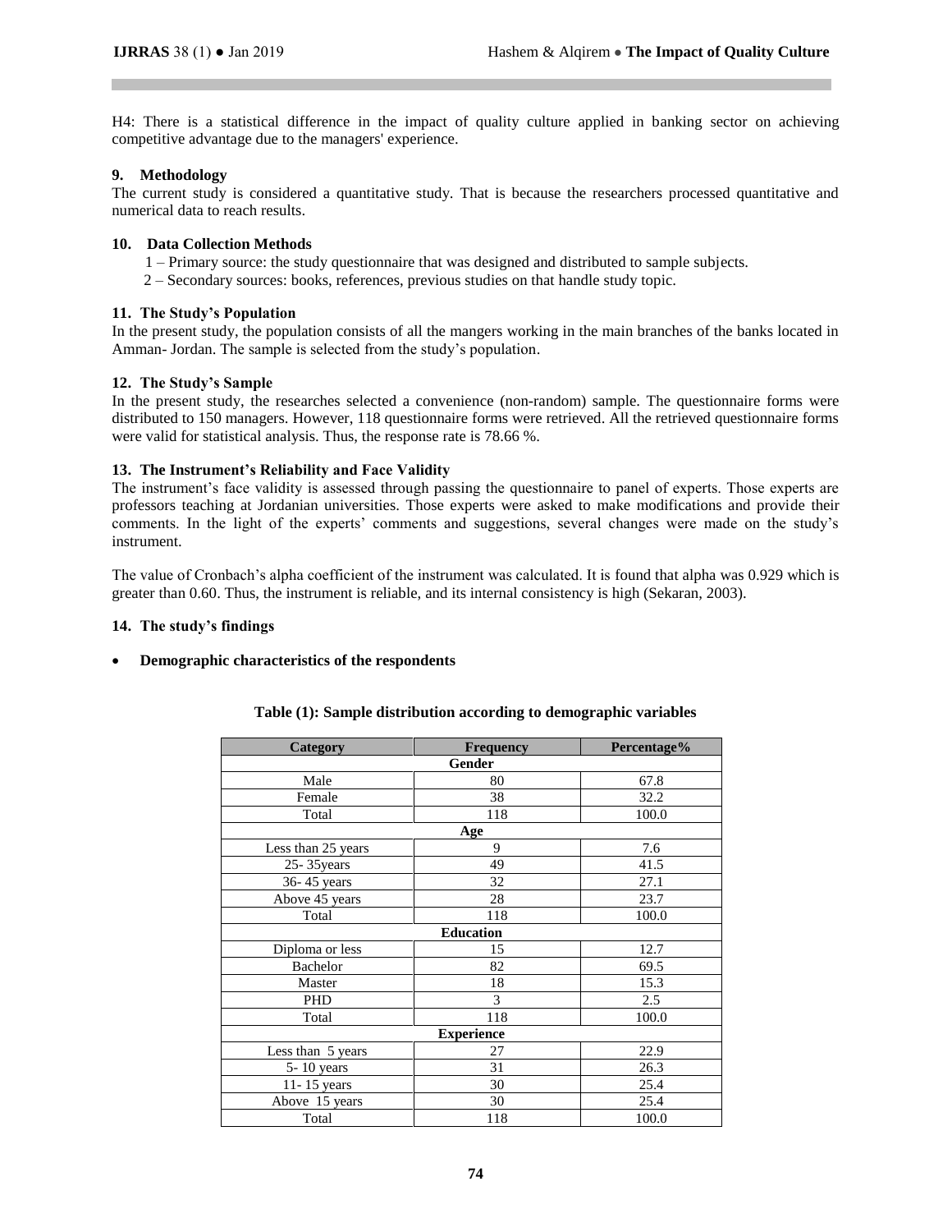H4: There is a statistical difference in the impact of quality culture applied in banking sector on achieving competitive advantage due to the managers' experience.

## 9. Methodology

The current study is considered a quantitative study. That is because the researchers processed quantitative and numerical data to reach results.

## 10. Data Collection Methods

1 – Primary source: the study questionnaire that was designed and distributed to sample subjects.

2 – Secondary sources: books, references, previous studies on that handle study topic.

## 11. The Study's Population

In the present study, the population consists of all the mangers working in the main branches of the banks located in Amman- Jordan. The sample is selected from the study's population.

## 12. The Study's Sample

In the present study, the researches selected a convenience (non-random) sample. The questionnaire forms were distributed to 150 managers. However, 118 questionnaire forms were retrieved. All the retrieved questionnaire forms were valid for statistical analysis. Thus, the response rate is 78.66 %.

## 13. The Instrument's Reliability and Face Validity

The instrument's face validity is assessed through passing the questionnaire to panel of experts. Those experts are professors teaching at Jordanian universities. Those experts were asked to make modifications and provide their comments. In the light of the experts' comments and suggestions, several changes were made on the study's instrument.

The value of Cronbach's alpha coefficient of the instrument was calculated. It is found that alpha was 0.929 which is greater than 0.60. Thus, the instrument is reliable, and its internal consistency is high (Sekaran, 2003).

## 14. The study's findings

- **Demographic characteristics of the respondents**

**Table (1): Sample distribution according to demographic variables**

| Category | Frequency | Percentage% |
|---|---|---|
| **Gender** | | |
| Male | 80 | 67.8 |
| Female | 38 | 32.2 |
| Total | 118 | 100.0 |
| **Age** | | |
| Less than 25 years | 9 | 7.6 |
| 25- 35years | 49 | 41.5 |
| 36- 45 years | 32 | 27.1 |
| Above 45 years | 28 | 23.7 |
| Total | 118 | 100.0 |
| **Education** | | |
| Diploma or less | 15 | 12.7 |
| Bachelor | 82 | 69.5 |
| Master | 18 | 15.3 |
| PHD | 3 | 2.5 |
| Total | 118 | 100.0 |
| **Experience** | | |
| Less than 5 years | 27 | 22.9 |
| 5- 10 years | 31 | 26.3 |
| 11- 15 years | 30 | 25.4 |
| Above 15 years | 30 | 25.4 |
| Total | 118 | 100.0 |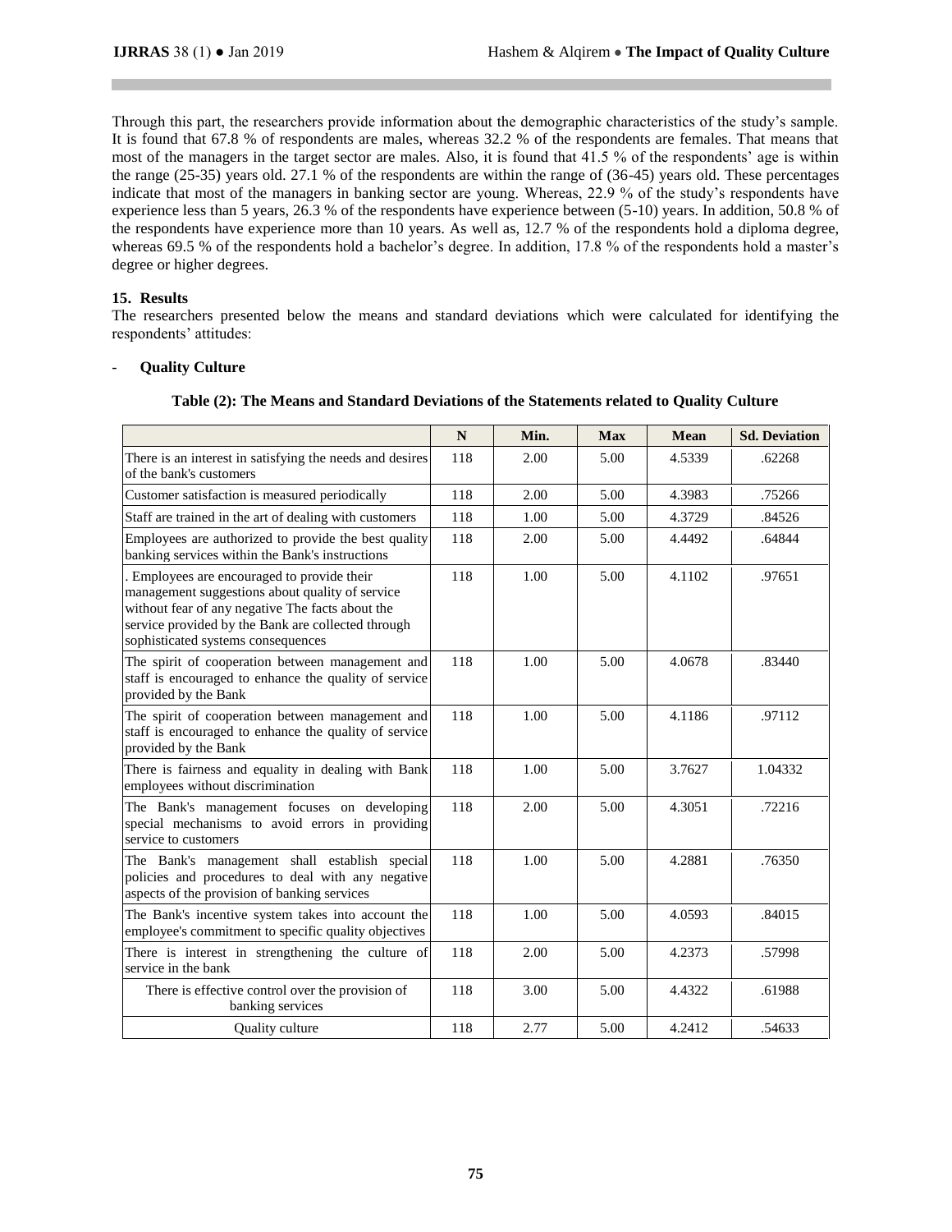Through this part, the researchers provide information about the demographic characteristics of the study's sample. It is found that 67.8 % of respondents are males, whereas 32.2 % of the respondents are females. That means that most of the managers in the target sector are males. Also, it is found that 41.5 % of the respondents' age is within the range (25-35) years old. 27.1 % of the respondents are within the range of (36-45) years old. These percentages indicate that most of the managers in banking sector are young. Whereas, 22.9 % of the study's respondents have experience less than 5 years, 26.3 % of the respondents have experience between (5-10) years. In addition, 50.8 % of the respondents have experience more than 10 years. As well as, 12.7 % of the respondents hold a diploma degree, whereas 69.5 % of the respondents hold a bachelor's degree. In addition, 17.8 % of the respondents hold a master's degree or higher degrees.

## 15. Results

The researchers presented below the means and standard deviations which were calculated for identifying the respondents' attitudes:

- **Quality Culture**

**Table (2): The Means and Standard Deviations of the Statements related to Quality Culture**

| | N | Min. | Max | Mean | Sd. Deviation |
|---|---|---|---|---|---|
| There is an interest in satisfying the needs and desires of the bank's customers | 118 | 2.00 | 5.00 | 4.5339 | .62268 |
| Customer satisfaction is measured periodically | 118 | 2.00 | 5.00 | 4.3983 | .75266 |
| Staff are trained in the art of dealing with customers | 118 | 1.00 | 5.00 | 4.3729 | .84526 |
| Employees are authorized to provide the best quality banking services within the Bank's instructions | 118 | 2.00 | 5.00 | 4.4492 | .64844 |
| . Employees are encouraged to provide their management suggestions about quality of service without fear of any negative The facts about the service provided by the Bank are collected through sophisticated systems consequences | 118 | 1.00 | 5.00 | 4.1102 | .97651 |
| The spirit of cooperation between management and staff is encouraged to enhance the quality of service provided by the Bank | 118 | 1.00 | 5.00 | 4.0678 | .83440 |
| The spirit of cooperation between management and staff is encouraged to enhance the quality of service provided by the Bank | 118 | 1.00 | 5.00 | 4.1186 | .97112 |
| There is fairness and equality in dealing with Bank employees without discrimination | 118 | 1.00 | 5.00 | 3.7627 | 1.04332 |
| The Bank's management focuses on developing special mechanisms to avoid errors in providing service to customers | 118 | 2.00 | 5.00 | 4.3051 | .72216 |
| The Bank's management shall establish special policies and procedures to deal with any negative aspects of the provision of banking services | 118 | 1.00 | 5.00 | 4.2881 | .76350 |
| The Bank's incentive system takes into account the employee's commitment to specific quality objectives | 118 | 1.00 | 5.00 | 4.0593 | .84015 |
| There is interest in strengthening the culture of service in the bank | 118 | 2.00 | 5.00 | 4.2373 | .57998 |
| There is effective control over the provision of banking services | 118 | 3.00 | 5.00 | 4.4322 | .61988 |
| Quality culture | 118 | 2.77 | 5.00 | 4.2412 | .54633 |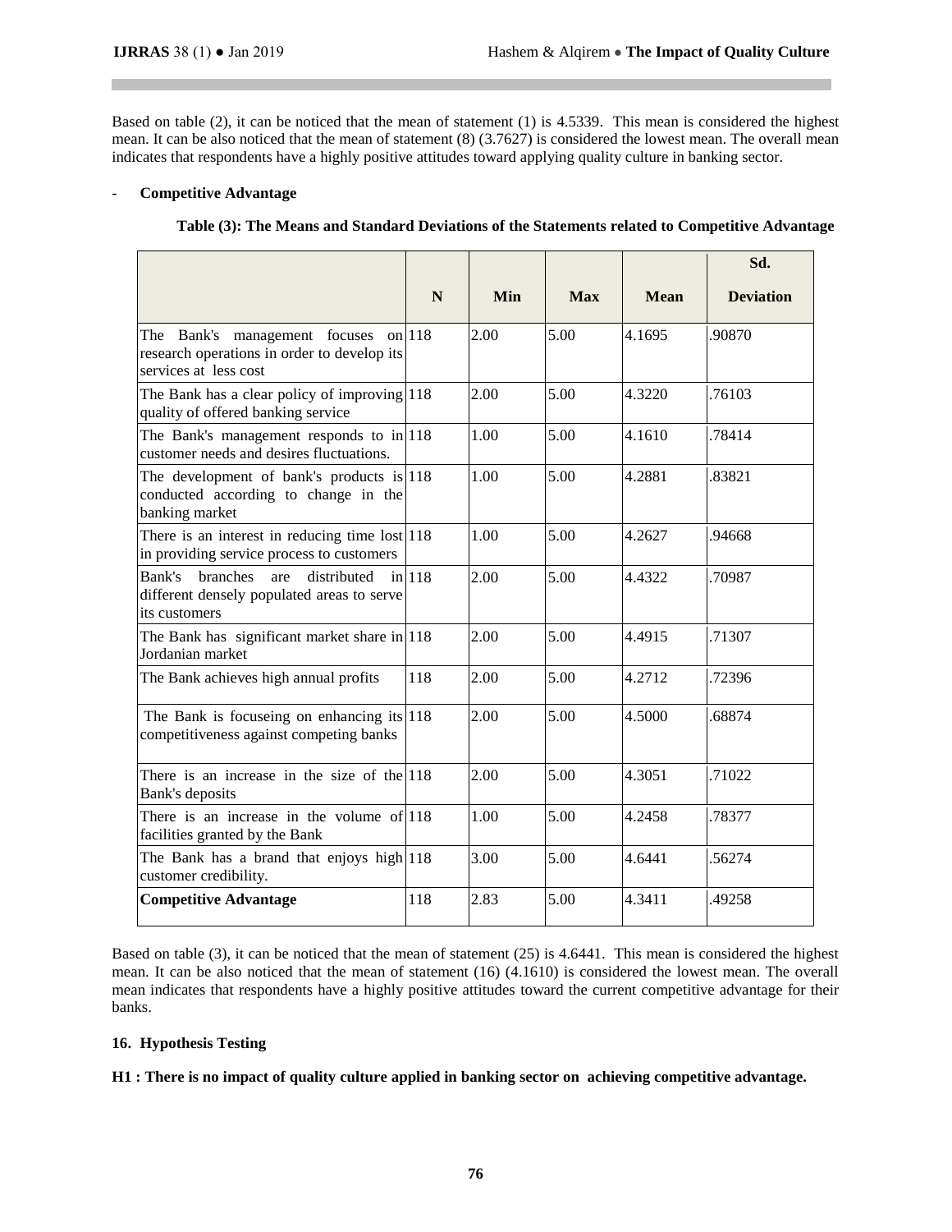Based on table (2), it can be noticed that the mean of statement (1) is 4.5339. This mean is considered the highest mean. It can be also noticed that the mean of statement (8) (3.7627) is considered the lowest mean. The overall mean indicates that respondents have a highly positive attitudes toward applying quality culture in banking sector.

- **Competitive Advantage**

**Table (3): The Means and Standard Deviations of the Statements related to Competitive Advantage**

| | N | Min | Max | Mean | Sd. Deviation |
|---|---|---|---|---|---|
| The Bank's management focuses on research operations in order to develop its services at less cost | 118 | 2.00 | 5.00 | 4.1695 | .90870 |
| The Bank has a clear policy of improving quality of offered banking service | 118 | 2.00 | 5.00 | 4.3220 | .76103 |
| The Bank's management responds to in customer needs and desires fluctuations. | 118 | 1.00 | 5.00 | 4.1610 | .78414 |
| The development of bank's products is conducted according to change in the banking market | 118 | 1.00 | 5.00 | 4.2881 | .83821 |
| There is an interest in reducing time lost in providing service process to customers | 118 | 1.00 | 5.00 | 4.2627 | .94668 |
| Bank's branches are distributed in different densely populated areas to serve its customers | 118 | 2.00 | 5.00 | 4.4322 | .70987 |
| The Bank has significant market share in Jordanian market | 118 | 2.00 | 5.00 | 4.4915 | .71307 |
| The Bank achieves high annual profits | 118 | 2.00 | 5.00 | 4.2712 | .72396 |
| The Bank is focuseing on enhancing its competitiveness against competing banks | 118 | 2.00 | 5.00 | 4.5000 | .68874 |
| There is an increase in the size of the Bank's deposits | 118 | 2.00 | 5.00 | 4.3051 | .71022 |
| There is an increase in the volume of facilities granted by the Bank | 118 | 1.00 | 5.00 | 4.2458 | .78377 |
| The Bank has a brand that enjoys high customer credibility. | 118 | 3.00 | 5.00 | 4.6441 | .56274 |
| **Competitive Advantage** | 118 | 2.83 | 5.00 | 4.3411 | .49258 |

Based on table (3), it can be noticed that the mean of statement (25) is 4.6441. This mean is considered the highest mean. It can be also noticed that the mean of statement (16) (4.1610) is considered the lowest mean. The overall mean indicates that respondents have a highly positive attitudes toward the current competitive advantage for their banks.

## 16. Hypothesis Testing

**H1 : There is no impact of quality culture applied in banking sector on achieving competitive advantage.**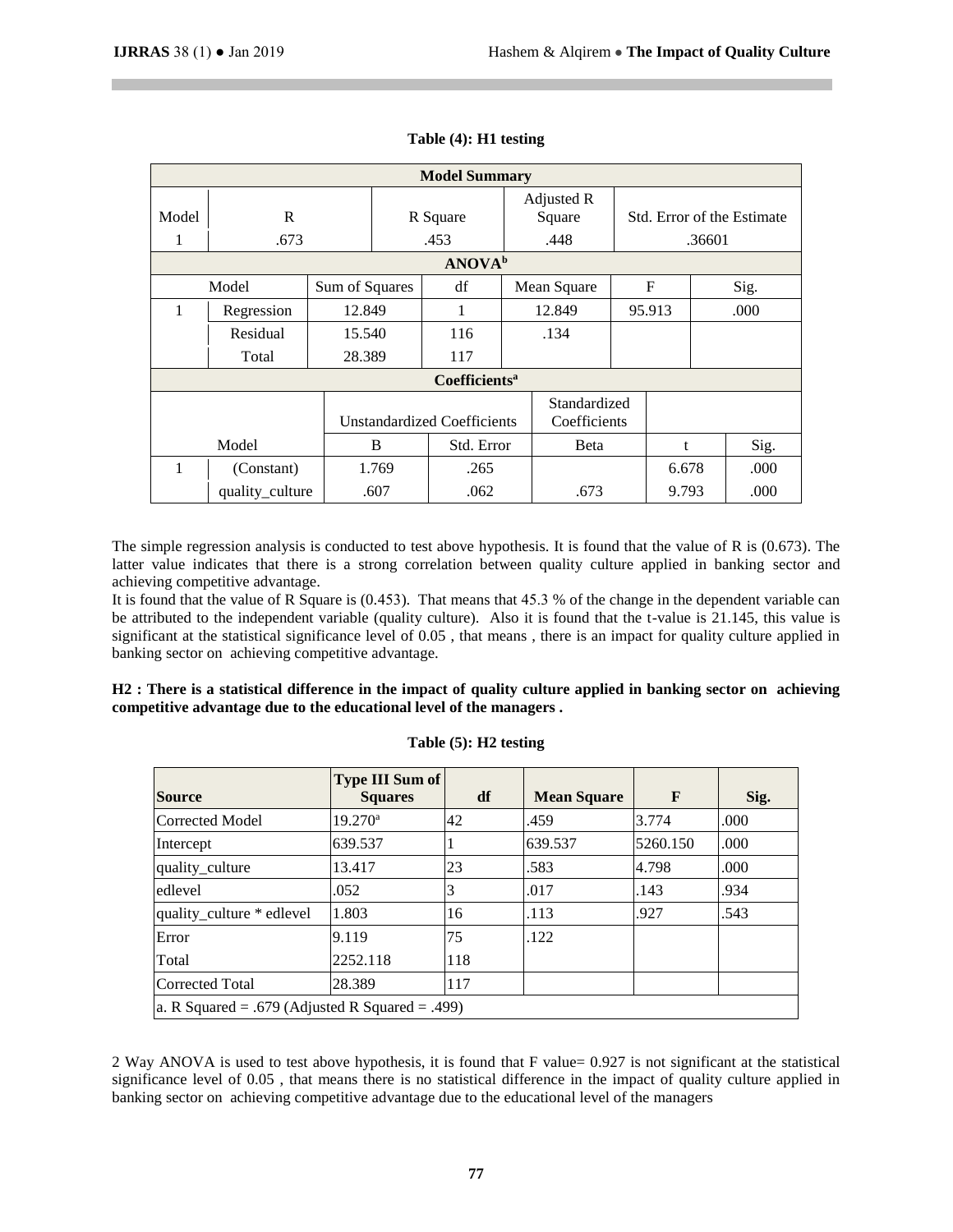**Table (4): H1 testing**

| Model Summary | | | | |
|---|---|---|---|---|
| Model | R | R Square | Adjusted R Square | Std. Error of the Estimate |
| 1 | .673 | .453 | .448 | .36601 |

| ANOVA[b] | | | | | | |
|---|---|---|---|---|---|---|
| Model | | Sum of Squares | df | Mean Square | F | Sig. |
| 1 | Regression | 12.849 | 1 | 12.849 | 95.913 | .000 |
| | Residual | 15.540 | 116 | .134 | | |
| | Total | 28.389 | 117 | | | |

| Coefficients[a] | | | | | | |
|---|---|---|---|---|---|---|
| | | Unstandardized Coefficients | | Standardized Coefficients | | |
| Model | | B | Std. Error | Beta | t | Sig. |
| 1 | (Constant) | 1.769 | .265 | | 6.678 | .000 |
| | quality_culture | .607 | .062 | .673 | 9.793 | .000 |

The simple regression analysis is conducted to test above hypothesis. It is found that the value of R is (0.673). The latter value indicates that there is a strong correlation between quality culture applied in banking sector and achieving competitive advantage.

It is found that the value of R Square is (0.453). That means that 45.3 % of the change in the dependent variable can be attributed to the independent variable (quality culture). Also it is found that the t-value is 21.145, this value is significant at the statistical significance level of 0.05 , that means , there is an impact for quality culture applied in banking sector on achieving competitive advantage.

**H2 : There is a statistical difference in the impact of quality culture applied in banking sector on achieving competitive advantage due to the educational level of the managers .**

**Table (5): H2 testing**

| Source | Type III Sum of Squares | df | Mean Square | F | Sig. |
|---|---|---|---|---|---|
| Corrected Model | 19.270[a] | 42 | .459 | 3.774 | .000 |
| Intercept | 639.537 | 1 | 639.537 | 5260.150 | .000 |
| quality_culture | 13.417 | 23 | .583 | 4.798 | .000 |
| edlevel | .052 | 3 | .017 | .143 | .934 |
| quality_culture * edlevel | 1.803 | 16 | .113 | .927 | .543 |
| Error | 9.119 | 75 | .122 | | |
| Total | 2252.118 | 118 | | | |
| Corrected Total | 28.389 | 117 | | | |
| a. R Squared = .679 (Adjusted R Squared = .499) | | | | | |

2 Way ANOVA is used to test above hypothesis, it is found that F value= 0.927 is not significant at the statistical significance level of 0.05 , that means there is no statistical difference in the impact of quality culture applied in banking sector on achieving competitive advantage due to the educational level of the managers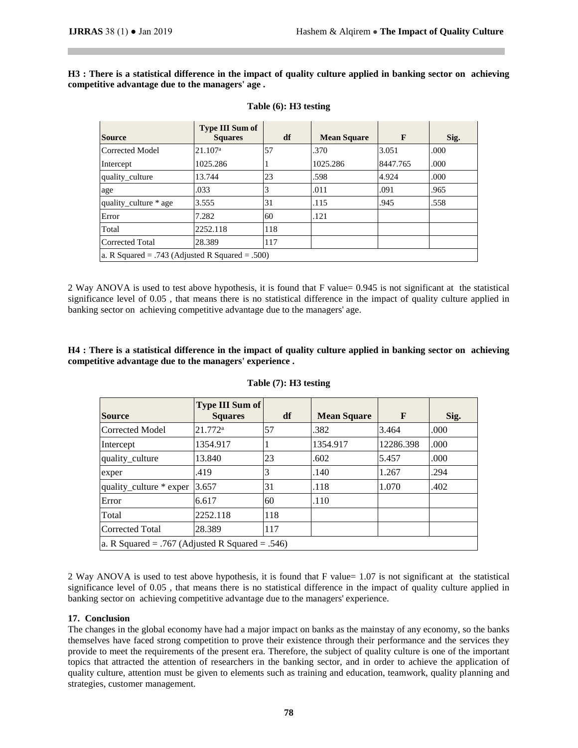**H3 : There is a statistical difference in the impact of quality culture applied in banking sector on achieving competitive advantage due to the managers' age .**

**Table (6): H3 testing**

| Source | Type III Sum of Squares | df | Mean Square | F | Sig. |
|---|---|---|---|---|---|
| Corrected Model | 21.107[a] | 57 | .370 | 3.051 | .000 |
| Intercept | 1025.286 | 1 | 1025.286 | 8447.765 | .000 |
| quality_culture | 13.744 | 23 | .598 | 4.924 | .000 |
| age | .033 | 3 | .011 | .091 | .965 |
| quality_culture * age | 3.555 | 31 | .115 | .945 | .558 |
| Error | 7.282 | 60 | .121 | | |
| Total | 2252.118 | 118 | | | |
| Corrected Total | 28.389 | 117 | | | |
| a. R Squared = .743 (Adjusted R Squared = .500) | | | | | |

2 Way ANOVA is used to test above hypothesis, it is found that F value= 0.945 is not significant at the statistical significance level of 0.05 , that means there is no statistical difference in the impact of quality culture applied in banking sector on achieving competitive advantage due to the managers' age.

**H4 : There is a statistical difference in the impact of quality culture applied in banking sector on achieving competitive advantage due to the managers' experience .**

**Table (7): H3 testing**

| Source | Type III Sum of Squares | df | Mean Square | F | Sig. |
|---|---|---|---|---|---|
| Corrected Model | 21.772[a] | 57 | .382 | 3.464 | .000 |
| Intercept | 1354.917 | 1 | 1354.917 | 12286.398 | .000 |
| quality_culture | 13.840 | 23 | .602 | 5.457 | .000 |
| exper | .419 | 3 | .140 | 1.267 | .294 |
| quality_culture * exper | 3.657 | 31 | .118 | 1.070 | .402 |
| Error | 6.617 | 60 | .110 | | |
| Total | 2252.118 | 118 | | | |
| Corrected Total | 28.389 | 117 | | | |
| a. R Squared = .767 (Adjusted R Squared = .546) | | | | | |

2 Way ANOVA is used to test above hypothesis, it is found that F value= 1.07 is not significant at the statistical significance level of 0.05 , that means there is no statistical difference in the impact of quality culture applied in banking sector on achieving competitive advantage due to the managers' experience.

### 17. Conclusion

The changes in the global economy have had a major impact on banks as the mainstay of any economy, so the banks themselves have faced strong competition to prove their existence through their performance and the services they provide to meet the requirements of the present era. Therefore, the subject of quality culture is one of the important topics that attracted the attention of researchers in the banking sector, and in order to achieve the application of quality culture, attention must be given to elements such as training and education, teamwork, quality planning and strategies, customer management.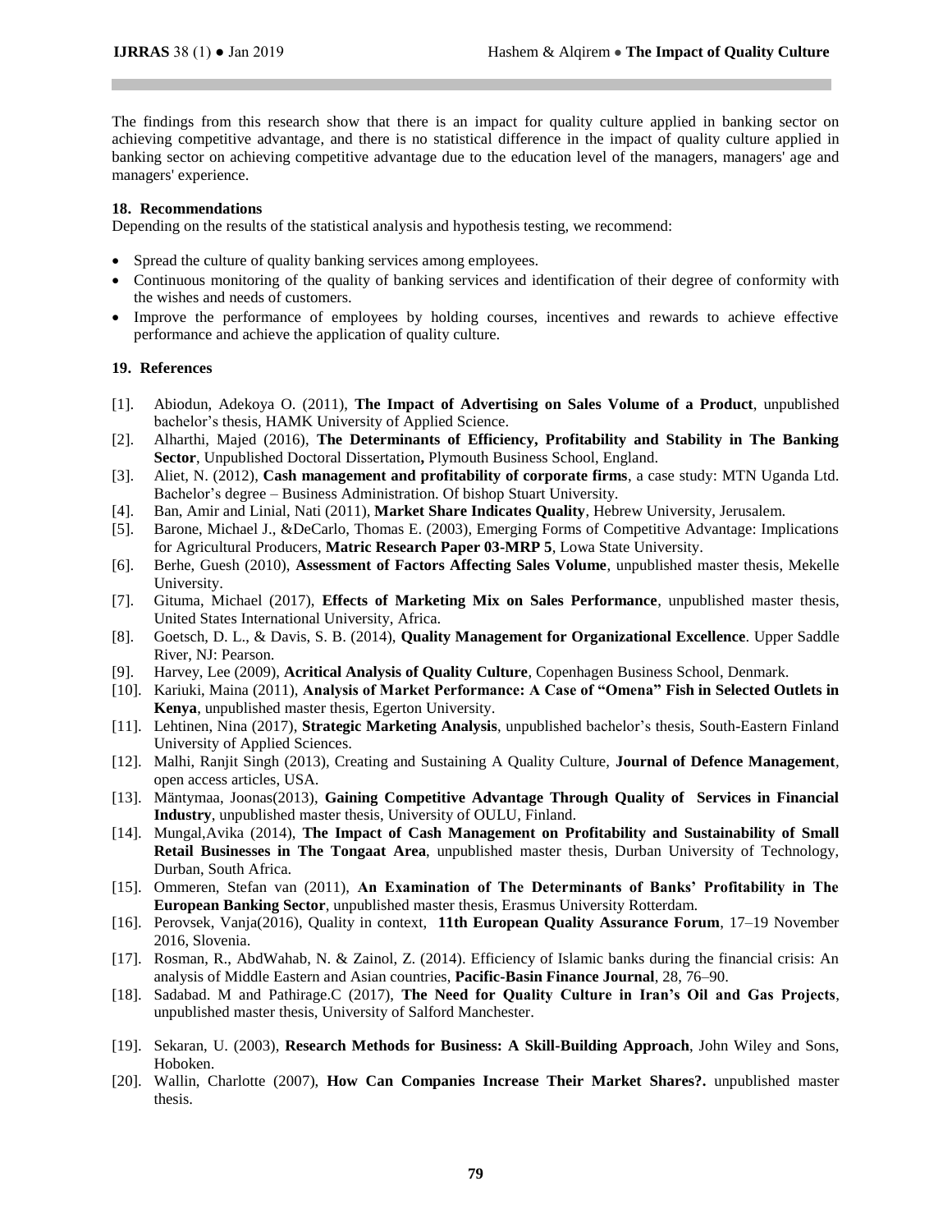The findings from this research show that there is an impact for quality culture applied in banking sector on achieving competitive advantage, and there is no statistical difference in the impact of quality culture applied in banking sector on achieving competitive advantage due to the education level of the managers, managers' age and managers' experience.

### 18. Recommendations

Depending on the results of the statistical analysis and hypothesis testing, we recommend:

- Spread the culture of quality banking services among employees.
- Continuous monitoring of the quality of banking services and identification of their degree of conformity with the wishes and needs of customers.
- Improve the performance of employees by holding courses, incentives and rewards to achieve effective performance and achieve the application of quality culture.

### 19. References

[1]. Abiodun, Adekoya O. (2011), **The Impact of Advertising on Sales Volume of a Product**, unpublished bachelor's thesis, HAMK University of Applied Science.

[2]. Alharthi, Majed (2016), **The Determinants of Efficiency, Profitability and Stability in The Banking Sector**, Unpublished Doctoral Dissertation**,** Plymouth Business School, England.

[3]. Aliet, N. (2012), **Cash management and profitability of corporate firms**, a case study: MTN Uganda Ltd. Bachelor's degree – Business Administration. Of bishop Stuart University.

[4]. Ban, Amir and Linial, Nati (2011), **Market Share Indicates Quality**, Hebrew University, Jerusalem.

[5]. Barone, Michael J., &DeCarlo, Thomas E. (2003), Emerging Forms of Competitive Advantage: Implications for Agricultural Producers, **Matric Research Paper 03-MRP 5**, Lowa State University.

[6]. Berhe, Guesh (2010), **Assessment of Factors Affecting Sales Volume**, unpublished master thesis, Mekelle University.

[7]. Gituma, Michael (2017), **Effects of Marketing Mix on Sales Performance**, unpublished master thesis, United States International University, Africa.

[8]. Goetsch, D. L., & Davis, S. B. (2014), **Quality Management for Organizational Excellence**. Upper Saddle River, NJ: Pearson.

[9]. Harvey, Lee (2009), **Acritical Analysis of Quality Culture**, Copenhagen Business School, Denmark.

[10]. Kariuki, Maina (2011), **Analysis of Market Performance: A Case of "Omena" Fish in Selected Outlets in Kenya**, unpublished master thesis, Egerton University.

[11]. Lehtinen, Nina (2017), **Strategic Marketing Analysis**, unpublished bachelor's thesis, South-Eastern Finland University of Applied Sciences.

[12]. Malhi, Ranjit Singh (2013), Creating and Sustaining A Quality Culture, **Journal of Defence Management**, open access articles, USA.

[13]. Mäntymaa, Joonas(2013), **Gaining Competitive Advantage Through Quality of Services in Financial Industry**, unpublished master thesis, University of OULU, Finland.

[14]. Mungal,Avika (2014), **The Impact of Cash Management on Profitability and Sustainability of Small Retail Businesses in The Tongaat Area**, unpublished master thesis, Durban University of Technology, Durban, South Africa.

[15]. Ommeren, Stefan van (2011), **An Examination of The Determinants of Banks' Profitability in The European Banking Sector**, unpublished master thesis, Erasmus University Rotterdam.

[16]. Perovsek, Vanja(2016), Quality in context, **11th European Quality Assurance Forum**, 17–19 November 2016, Slovenia.

[17]. Rosman, R., AbdWahab, N. & Zainol, Z. (2014). Efficiency of Islamic banks during the financial crisis: An analysis of Middle Eastern and Asian countries, **Pacific-Basin Finance Journal**, 28, 76–90.

[18]. Sadabad. M and Pathirage.C (2017), **The Need for Quality Culture in Iran's Oil and Gas Projects**, unpublished master thesis, University of Salford Manchester.

[19]. Sekaran, U. (2003), **Research Methods for Business: A Skill-Building Approach**, John Wiley and Sons, Hoboken.

[20]. Wallin, Charlotte (2007), **How Can Companies Increase Their Market Shares?.** unpublished master thesis.